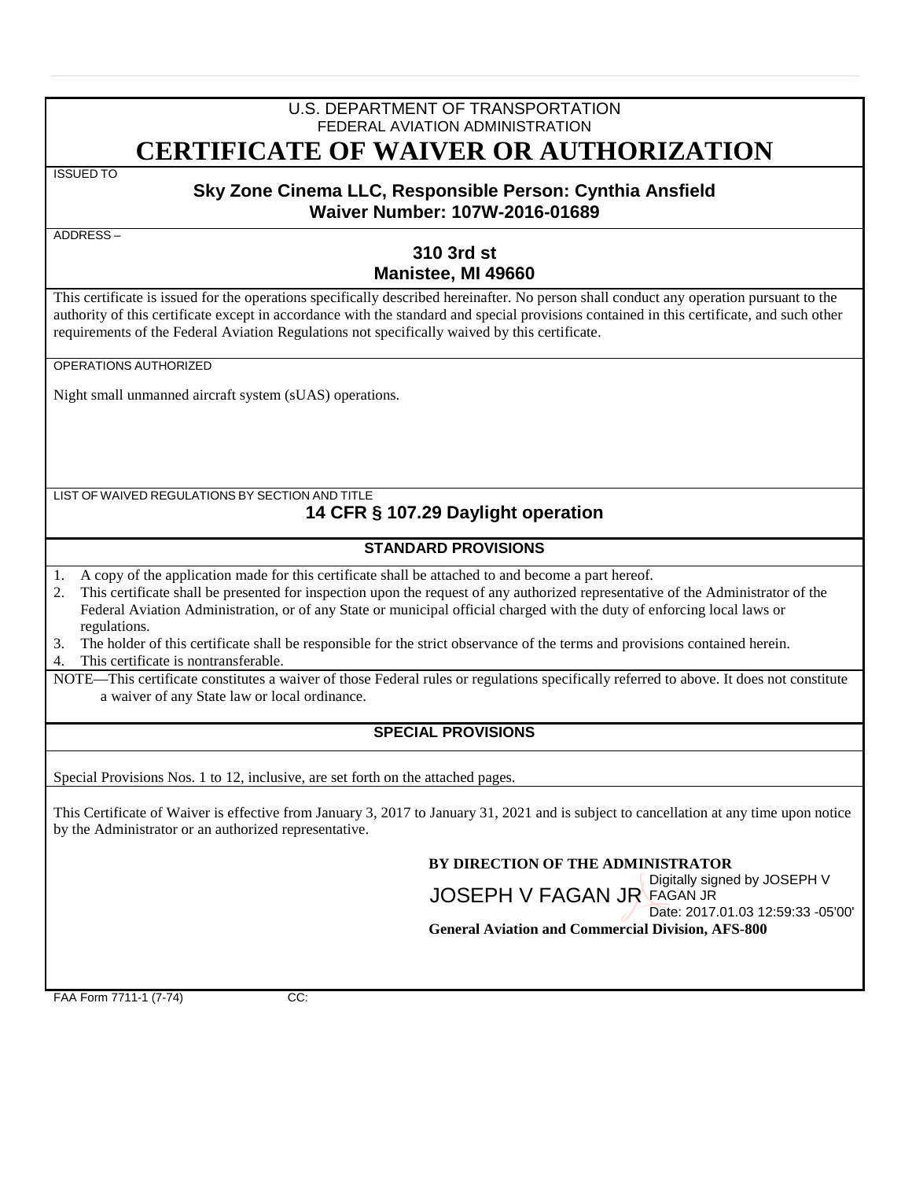U.S. DEPARTMENT OF TRANSPORTATION
FEDERAL AVIATION ADMINISTRATION

# CERTIFICATE OF WAIVER OR AUTHORIZATION

ISSUED TO

**Sky Zone Cinema LLC, Responsible Person: Cynthia Ansfield**
**Waiver Number: 107W-2016-01689**

ADDRESS –

**310 3rd st**
**Manistee, MI 49660**

This certificate is issued for the operations specifically described hereinafter. No person shall conduct any operation pursuant to the authority of this certificate except in accordance with the standard and special provisions contained in this certificate, and such other requirements of the Federal Aviation Regulations not specifically waived by this certificate.

OPERATIONS AUTHORIZED

Night small unmanned aircraft system (sUAS) operations.

LIST OF WAIVED REGULATIONS BY SECTION AND TITLE

**14 CFR § 107.29 Daylight operation**

## STANDARD PROVISIONS

1. A copy of the application made for this certificate shall be attached to and become a part hereof.
2. This certificate shall be presented for inspection upon the request of any authorized representative of the Administrator of the Federal Aviation Administration, or of any State or municipal official charged with the duty of enforcing local laws or regulations.
3. The holder of this certificate shall be responsible for the strict observance of the terms and provisions contained herein.
4. This certificate is nontransferable.

NOTE—This certificate constitutes a waiver of those Federal rules or regulations specifically referred to above. It does not constitute a waiver of any State law or local ordinance.

## SPECIAL PROVISIONS

Special Provisions Nos. 1 to 12, inclusive, are set forth on the attached pages.

This Certificate of Waiver is effective from January 3, 2017 to January 31, 2021 and is subject to cancellation at any time upon notice by the Administrator or an authorized representative.

**BY DIRECTION OF THE ADMINISTRATOR**

JOSEPH V FAGAN JR Digitally signed by JOSEPH V FAGAN JR
Date: 2017.01.03 12:59:33 -05'00'

**General Aviation and Commercial Division, AFS-800**

FAA Form 7711-1 (7-74) CC: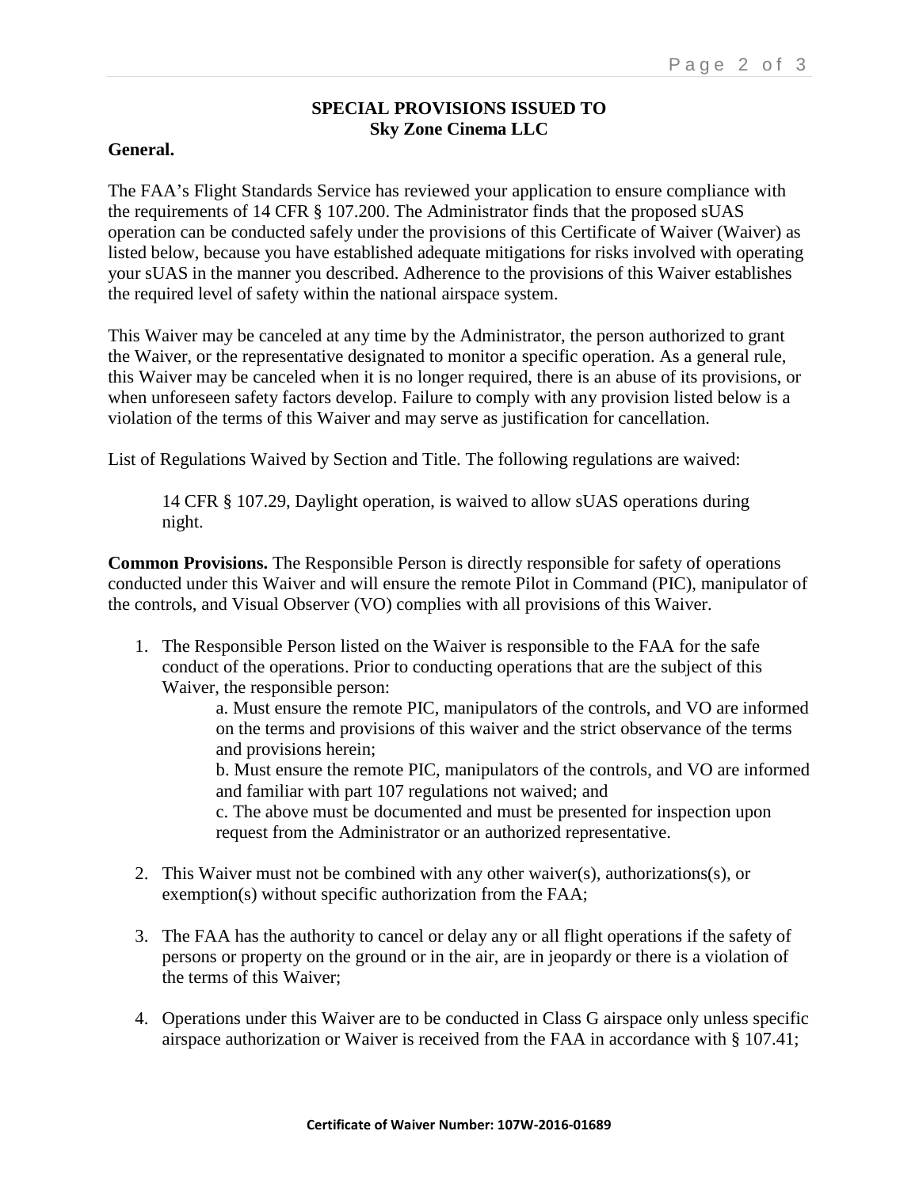**SPECIAL PROVISIONS ISSUED TO**
**Sky Zone Cinema LLC**

**General.**

The FAA's Flight Standards Service has reviewed your application to ensure compliance with the requirements of 14 CFR § 107.200. The Administrator finds that the proposed sUAS operation can be conducted safely under the provisions of this Certificate of Waiver (Waiver) as listed below, because you have established adequate mitigations for risks involved with operating your sUAS in the manner you described. Adherence to the provisions of this Waiver establishes the required level of safety within the national airspace system.

This Waiver may be canceled at any time by the Administrator, the person authorized to grant the Waiver, or the representative designated to monitor a specific operation. As a general rule, this Waiver may be canceled when it is no longer required, there is an abuse of its provisions, or when unforeseen safety factors develop. Failure to comply with any provision listed below is a violation of the terms of this Waiver and may serve as justification for cancellation.

List of Regulations Waived by Section and Title. The following regulations are waived:

> 14 CFR § 107.29, Daylight operation, is waived to allow sUAS operations during night.

**Common Provisions.** The Responsible Person is directly responsible for safety of operations conducted under this Waiver and will ensure the remote Pilot in Command (PIC), manipulator of the controls, and Visual Observer (VO) complies with all provisions of this Waiver.

1. The Responsible Person listed on the Waiver is responsible to the FAA for the safe conduct of the operations. Prior to conducting operations that are the subject of this Waiver, the responsible person:
   - a. Must ensure the remote PIC, manipulators of the controls, and VO are informed on the terms and provisions of this waiver and the strict observance of the terms and provisions herein;
   - b. Must ensure the remote PIC, manipulators of the controls, and VO are informed and familiar with part 107 regulations not waived; and
   - c. The above must be documented and must be presented for inspection upon request from the Administrator or an authorized representative.

2. This Waiver must not be combined with any other waiver(s), authorizations(s), or exemption(s) without specific authorization from the FAA;

3. The FAA has the authority to cancel or delay any or all flight operations if the safety of persons or property on the ground or in the air, are in jeopardy or there is a violation of the terms of this Waiver;

4. Operations under this Waiver are to be conducted in Class G airspace only unless specific airspace authorization or Waiver is received from the FAA in accordance with § 107.41;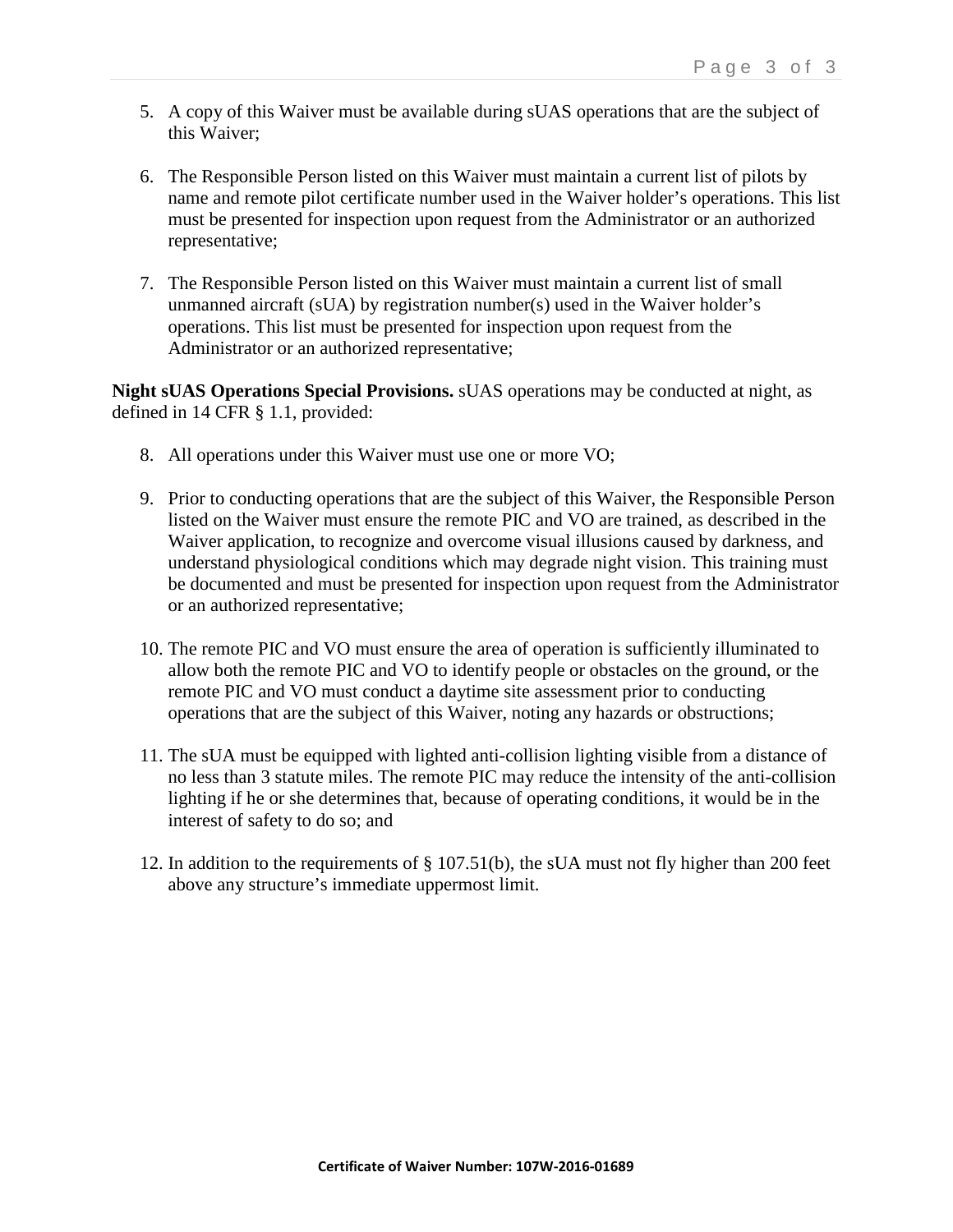5. A copy of this Waiver must be available during sUAS operations that are the subject of this Waiver;

6. The Responsible Person listed on this Waiver must maintain a current list of pilots by name and remote pilot certificate number used in the Waiver holder's operations. This list must be presented for inspection upon request from the Administrator or an authorized representative;

7. The Responsible Person listed on this Waiver must maintain a current list of small unmanned aircraft (sUA) by registration number(s) used in the Waiver holder's operations. This list must be presented for inspection upon request from the Administrator or an authorized representative;

**Night sUAS Operations Special Provisions.** sUAS operations may be conducted at night, as defined in 14 CFR § 1.1, provided:

8. All operations under this Waiver must use one or more VO;

9. Prior to conducting operations that are the subject of this Waiver, the Responsible Person listed on the Waiver must ensure the remote PIC and VO are trained, as described in the Waiver application, to recognize and overcome visual illusions caused by darkness, and understand physiological conditions which may degrade night vision. This training must be documented and must be presented for inspection upon request from the Administrator or an authorized representative;

10. The remote PIC and VO must ensure the area of operation is sufficiently illuminated to allow both the remote PIC and VO to identify people or obstacles on the ground, or the remote PIC and VO must conduct a daytime site assessment prior to conducting operations that are the subject of this Waiver, noting any hazards or obstructions;

11. The sUA must be equipped with lighted anti-collision lighting visible from a distance of no less than 3 statute miles. The remote PIC may reduce the intensity of the anti-collision lighting if he or she determines that, because of operating conditions, it would be in the interest of safety to do so; and

12. In addition to the requirements of § 107.51(b), the sUA must not fly higher than 200 feet above any structure's immediate uppermost limit.

**Certificate of Waiver Number: 107W-2016-01689**